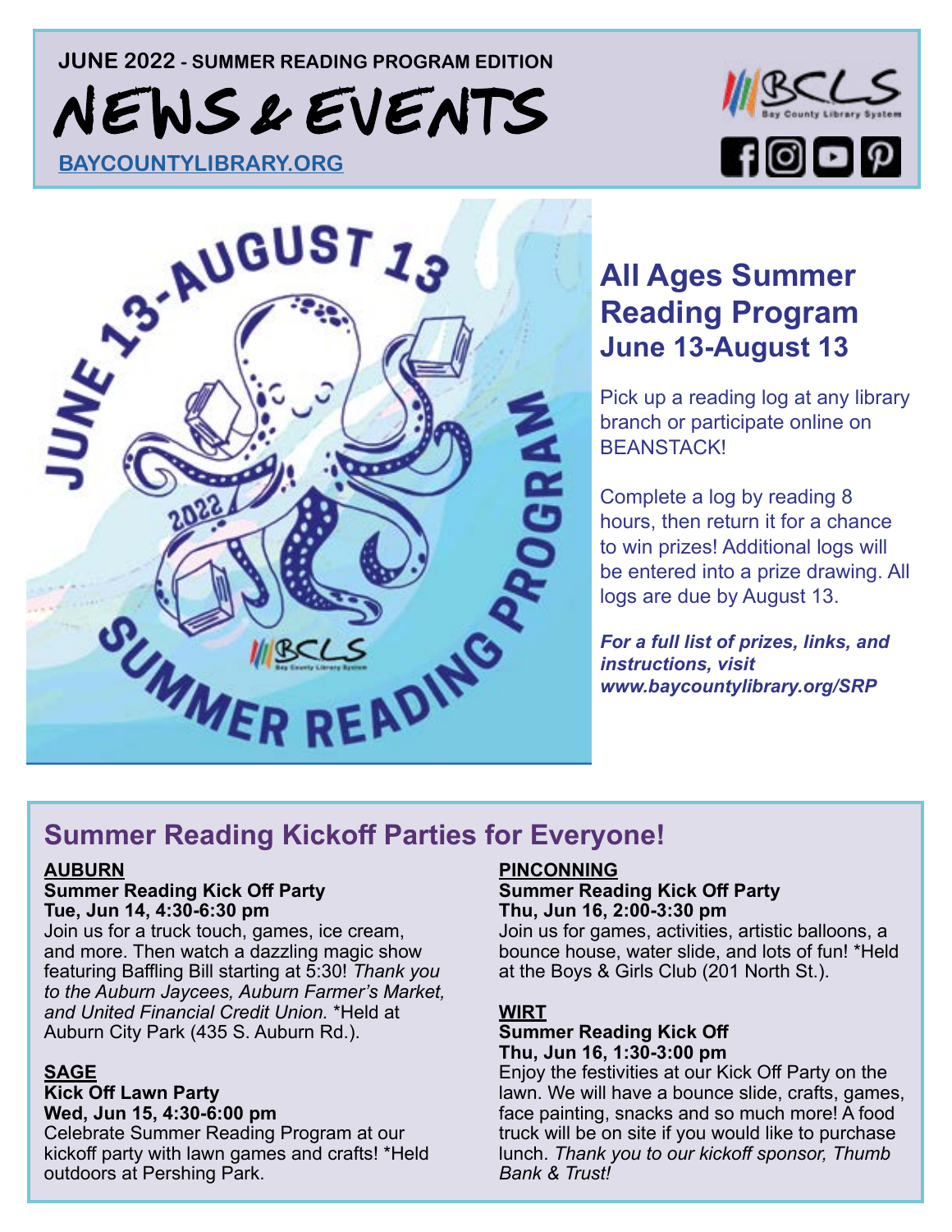JUNE 2022 - SUMMER READING PROGRAM EDITION

# NEWS & EVENTS

BAYCOUNTYLIBRARY.ORG

## All Ages Summer Reading Program June 13-August 13

Pick up a reading log at any library branch or participate online on BEANSTACK!

Complete a log by reading 8 hours, then return it for a chance to win prizes! Additional logs will be entered into a prize drawing. All logs are due by August 13.

***For a full list of prizes, links, and instructions, visit www.baycountylibrary.org/SRP***

## Summer Reading Kickoff Parties for Everyone!

### AUBURN

**Summer Reading Kick Off Party**
**Tue, Jun 14, 4:30-6:30 pm**

Join us for a truck touch, games, ice cream, and more. Then watch a dazzling magic show featuring Baffling Bill starting at 5:30! *Thank you to the Auburn Jaycees, Auburn Farmer's Market, and United Financial Credit Union.* *Held at Auburn City Park (435 S. Auburn Rd.).

### SAGE

**Kick Off Lawn Party**
**Wed, Jun 15, 4:30-6:00 pm**

Celebrate Summer Reading Program at our kickoff party with lawn games and crafts! *Held outdoors at Pershing Park.

### PINCONNING

**Summer Reading Kick Off Party**
**Thu, Jun 16, 2:00-3:30 pm**

Join us for games, activities, artistic balloons, a bounce house, water slide, and lots of fun! *Held at the Boys & Girls Club (201 North St.).

### WIRT

**Summer Reading Kick Off**
**Thu, Jun 16, 1:30-3:00 pm**

Enjoy the festivities at our Kick Off Party on the lawn. We will have a bounce slide, crafts, games, face painting, snacks and so much more! A food truck will be on site if you would like to purchase lunch. *Thank you to our kickoff sponsor, Thumb Bank & Trust!*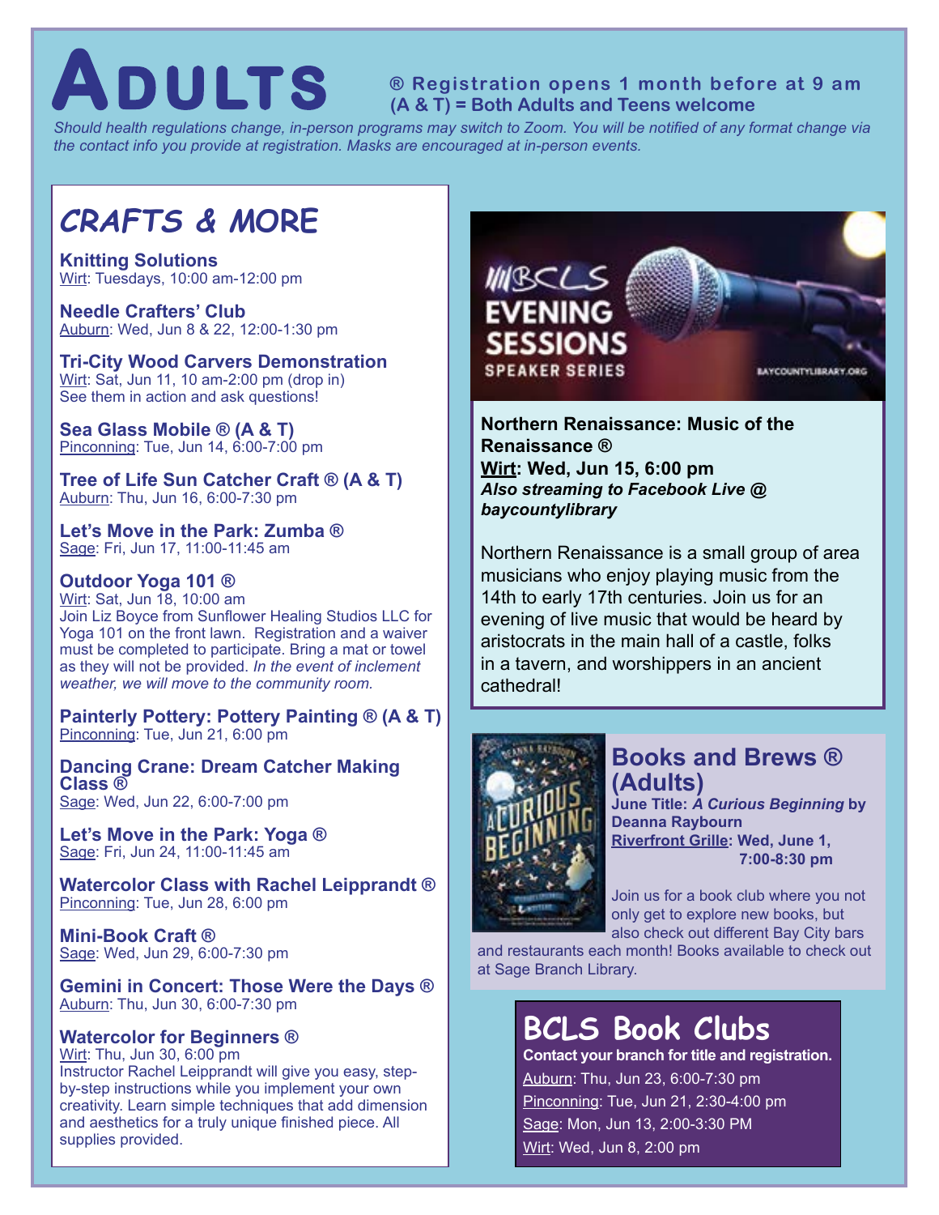# ADULTS

**® Registration opens 1 month before at 9 am**
**(A & T) = Both Adults and Teens welcome**

*Should health regulations change, in-person programs may switch to Zoom. You will be notified of any format change via the contact info you provide at registration. Masks are encouraged at in-person events.*

## CRAFTS & MORE

**Knitting Solutions**
Wirt: Tuesdays, 10:00 am-12:00 pm

**Needle Crafters' Club**
Auburn: Wed, Jun 8 & 22, 12:00-1:30 pm

**Tri-City Wood Carvers Demonstration**
Wirt: Sat, Jun 11, 10 am-2:00 pm (drop in)
See them in action and ask questions!

**Sea Glass Mobile ® (A & T)**
Pinconning: Tue, Jun 14, 6:00-7:00 pm

**Tree of Life Sun Catcher Craft ® (A & T)**
Auburn: Thu, Jun 16, 6:00-7:30 pm

**Let's Move in the Park: Zumba ®**
Sage: Fri, Jun 17, 11:00-11:45 am

**Outdoor Yoga 101 ®**
Wirt: Sat, Jun 18, 10:00 am
Join Liz Boyce from Sunflower Healing Studios LLC for Yoga 101 on the front lawn. Registration and a waiver must be completed to participate. Bring a mat or towel as they will not be provided. *In the event of inclement weather, we will move to the community room.*

**Painterly Pottery: Pottery Painting ® (A & T)**
Pinconning: Tue, Jun 21, 6:00 pm

**Dancing Crane: Dream Catcher Making Class ®**
Sage: Wed, Jun 22, 6:00-7:00 pm

**Let's Move in the Park: Yoga ®**
Sage: Fri, Jun 24, 11:00-11:45 am

**Watercolor Class with Rachel Leipprandt ®**
Pinconning: Tue, Jun 28, 6:00 pm

**Mini-Book Craft ®**
Sage: Wed, Jun 29, 6:00-7:30 pm

**Gemini in Concert: Those Were the Days ®**
Auburn: Thu, Jun 30, 6:00-7:30 pm

**Watercolor for Beginners ®**
Wirt: Thu, Jun 30, 6:00 pm
Instructor Rachel Leipprandt will give you easy, step-by-step instructions while you implement your own creativity. Learn simple techniques that add dimension and aesthetics for a truly unique finished piece. All supplies provided.

## BCLS EVENING SESSIONS SPEAKER SERIES

**Northern Renaissance: Music of the Renaissance ®**
**Wirt: Wed, Jun 15, 6:00 pm**
***Also streaming to Facebook Live @ baycountylibrary***

Northern Renaissance is a small group of area musicians who enjoy playing music from the 14th to early 17th centuries. Join us for an evening of live music that would be heard by aristocrats in the main hall of a castle, folks in a tavern, and worshippers in an ancient cathedral!

## Books and Brews ® (Adults)

**June Title: *A Curious Beginning* by Deanna Raybourn**
**Riverfront Grille: Wed, June 1, 7:00-8:30 pm**

Join us for a book club where you not only get to explore new books, but also check out different Bay City bars and restaurants each month! Books available to check out at Sage Branch Library.

## BCLS Book Clubs

**Contact your branch for title and registration.**

Auburn: Thu, Jun 23, 6:00-7:30 pm
Pinconning: Tue, Jun 21, 2:30-4:00 pm
Sage: Mon, Jun 13, 2:00-3:30 PM
Wirt: Wed, Jun 8, 2:00 pm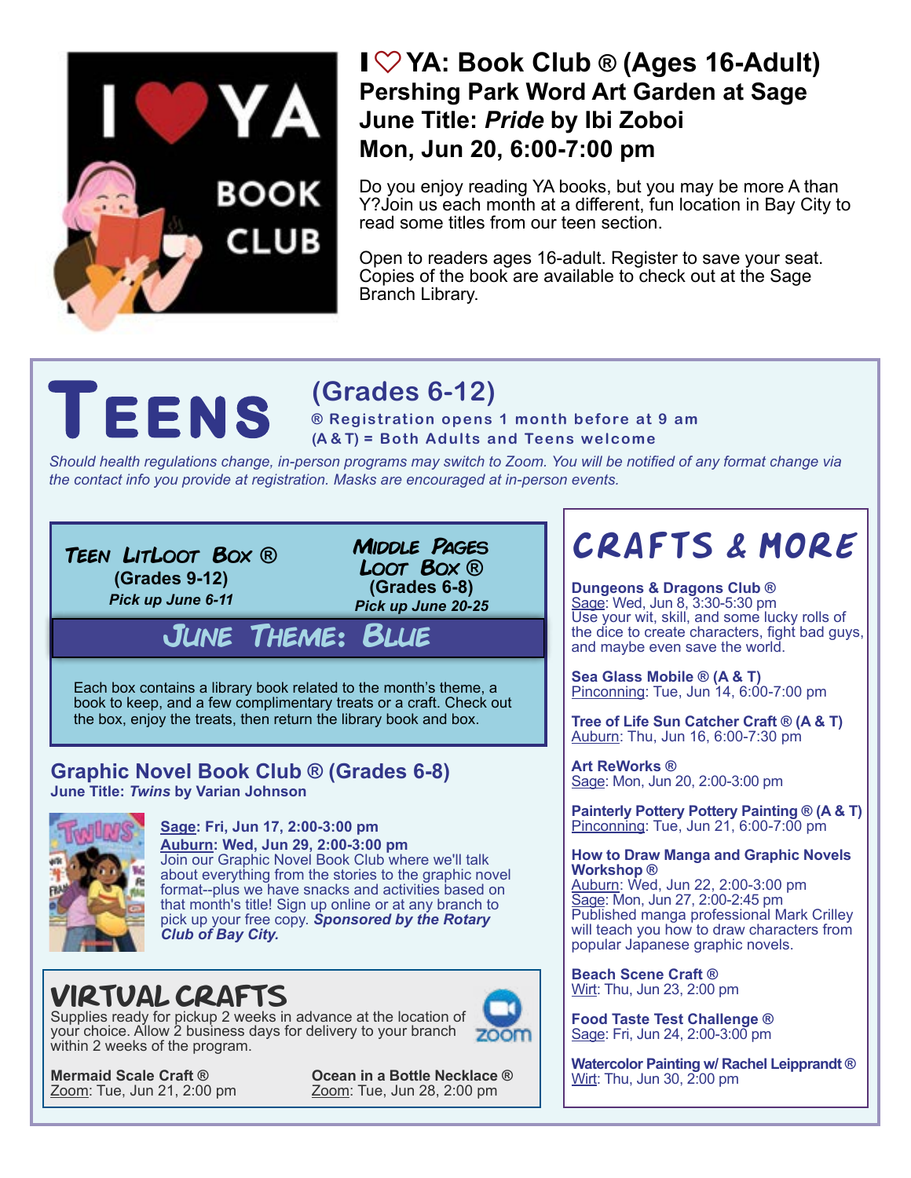# I ♡ YA: Book Club ® (Ages 16-Adult)

## Pershing Park Word Art Garden at Sage

## June Title: *Pride* by Ibi Zoboi

## Mon, Jun 20, 6:00-7:00 pm

Do you enjoy reading YA books, but you may be more A than Y?Join us each month at a different, fun location in Bay City to read some titles from our teen section.

Open to readers ages 16-adult. Register to save your seat. Copies of the book are available to check out at the Sage Branch Library.

# TEENS (Grades 6-12)

**® Registration opens 1 month before at 9 am**
**(A & T) = Both Adults and Teens welcome**

*Should health regulations change, in-person programs may switch to Zoom. You will be notified of any format change via the contact info you provide at registration. Masks are encouraged at in-person events.*

**Teen LitLoot Box ®**
**(Grades 9-12)**
***Pick up June 6-11***

**Middle Pages Loot Box ®**
**(Grades 6-8)**
***Pick up June 20-25***

## June Theme: Blue

Each box contains a library book related to the month's theme, a book to keep, and a few complimentary treats or a craft. Check out the box, enjoy the treats, then return the library book and box.

## Graphic Novel Book Club ® (Grades 6-8)

**June Title: *Twins* by Varian Johnson**

**Sage: Fri, Jun 17, 2:00-3:00 pm**
**Auburn: Wed, Jun 29, 2:00-3:00 pm**
Join our Graphic Novel Book Club where we'll talk about everything from the stories to the graphic novel format--plus we have snacks and activities based on that month's title! Sign up online or at any branch to pick up your free copy. ***Sponsored by the Rotary Club of Bay City.***

## VIRTUAL CRAFTS

Supplies ready for pickup 2 weeks in advance at the location of your choice. Allow 2 business days for delivery to your branch within 2 weeks of the program.

**Mermaid Scale Craft ®**
Zoom: Tue, Jun 21, 2:00 pm

**Ocean in a Bottle Necklace ®**
Zoom: Tue, Jun 28, 2:00 pm

## CRAFTS & MORE

**Dungeons & Dragons Club ®**
Sage: Wed, Jun 8, 3:30-5:30 pm
Use your wit, skill, and some lucky rolls of the dice to create characters, fight bad guys, and maybe even save the world.

**Sea Glass Mobile ® (A & T)**
Pinconning: Tue, Jun 14, 6:00-7:00 pm

**Tree of Life Sun Catcher Craft ® (A & T)**
Auburn: Thu, Jun 16, 6:00-7:30 pm

**Art ReWorks ®**
Sage: Mon, Jun 20, 2:00-3:00 pm

**Painterly Pottery Pottery Painting ® (A & T)**
Pinconning: Tue, Jun 21, 6:00-7:00 pm

**How to Draw Manga and Graphic Novels Workshop ®**
Auburn: Wed, Jun 22, 2:00-3:00 pm
Sage: Mon, Jun 27, 2:00-2:45 pm
Published manga professional Mark Crilley will teach you how to draw characters from popular Japanese graphic novels.

**Beach Scene Craft ®**
Wirt: Thu, Jun 23, 2:00 pm

**Food Taste Test Challenge ®**
Sage: Fri, Jun 24, 2:00-3:00 pm

**Watercolor Painting w/ Rachel Leipprandt ®**
Wirt: Thu, Jun 30, 2:00 pm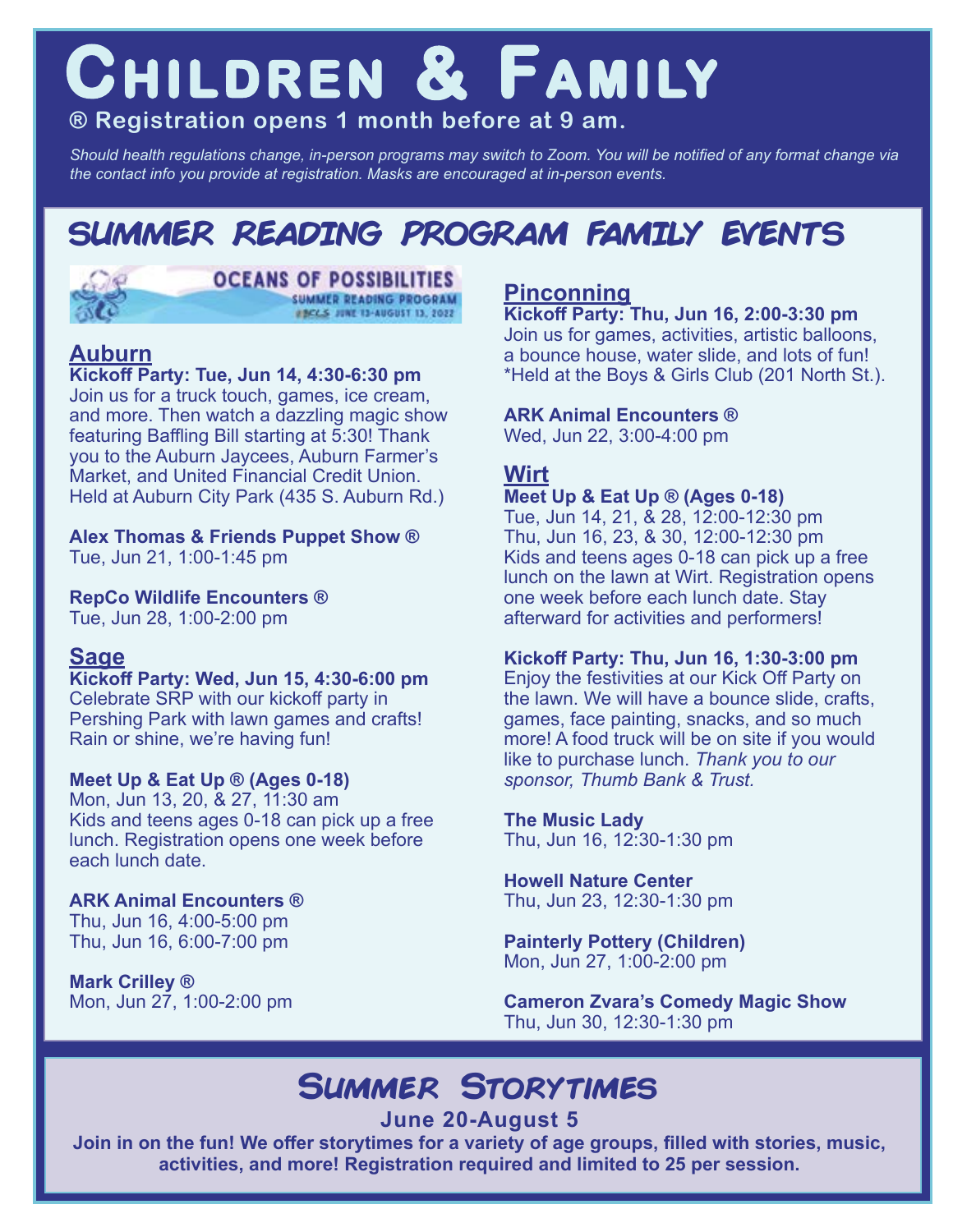# Children & Family

**® Registration opens 1 month before at 9 am.**

*Should health regulations change, in-person programs may switch to Zoom. You will be notified of any format change via the contact info you provide at registration. Masks are encouraged at in-person events.*

## Summer Reading Program Family Events

OCEANS OF POSSIBILITIES
SUMMER READING PROGRAM
#BCLS JUNE 13-AUGUST 13, 2022

### Auburn

**Kickoff Party: Tue, Jun 14, 4:30-6:30 pm**
Join us for a truck touch, games, ice cream, and more. Then watch a dazzling magic show featuring Baffling Bill starting at 5:30! Thank you to the Auburn Jaycees, Auburn Farmer's Market, and United Financial Credit Union. Held at Auburn City Park (435 S. Auburn Rd.)

**Alex Thomas & Friends Puppet Show ®**
Tue, Jun 21, 1:00-1:45 pm

**RepCo Wildlife Encounters ®**
Tue, Jun 28, 1:00-2:00 pm

### Sage

**Kickoff Party: Wed, Jun 15, 4:30-6:00 pm**
Celebrate SRP with our kickoff party in Pershing Park with lawn games and crafts! Rain or shine, we're having fun!

**Meet Up & Eat Up ® (Ages 0-18)**
Mon, Jun 13, 20, & 27, 11:30 am
Kids and teens ages 0-18 can pick up a free lunch. Registration opens one week before each lunch date.

**ARK Animal Encounters ®**
Thu, Jun 16, 4:00-5:00 pm
Thu, Jun 16, 6:00-7:00 pm

**Mark Crilley ®**
Mon, Jun 27, 1:00-2:00 pm

### Pinconning

**Kickoff Party: Thu, Jun 16, 2:00-3:30 pm**
Join us for games, activities, artistic balloons, a bounce house, water slide, and lots of fun! *Held at the Boys & Girls Club (201 North St.).

**ARK Animal Encounters ®**
Wed, Jun 22, 3:00-4:00 pm

### Wirt

**Meet Up & Eat Up ® (Ages 0-18)**
Tue, Jun 14, 21, & 28, 12:00-12:30 pm
Thu, Jun 16, 23, & 30, 12:00-12:30 pm
Kids and teens ages 0-18 can pick up a free lunch on the lawn at Wirt. Registration opens one week before each lunch date. Stay afterward for activities and performers!

**Kickoff Party: Thu, Jun 16, 1:30-3:00 pm**
Enjoy the festivities at our Kick Off Party on the lawn. We will have a bounce slide, crafts, games, face painting, snacks, and so much more! A food truck will be on site if you would like to purchase lunch. *Thank you to our sponsor, Thumb Bank & Trust.*

**The Music Lady**
Thu, Jun 16, 12:30-1:30 pm

**Howell Nature Center**
Thu, Jun 23, 12:30-1:30 pm

**Painterly Pottery (Children)**
Mon, Jun 27, 1:00-2:00 pm

**Cameron Zvara's Comedy Magic Show**
Thu, Jun 30, 12:30-1:30 pm

## Summer Storytimes

**June 20-August 5**

**Join in on the fun! We offer storytimes for a variety of age groups, filled with stories, music, activities, and more! Registration required and limited to 25 per session.**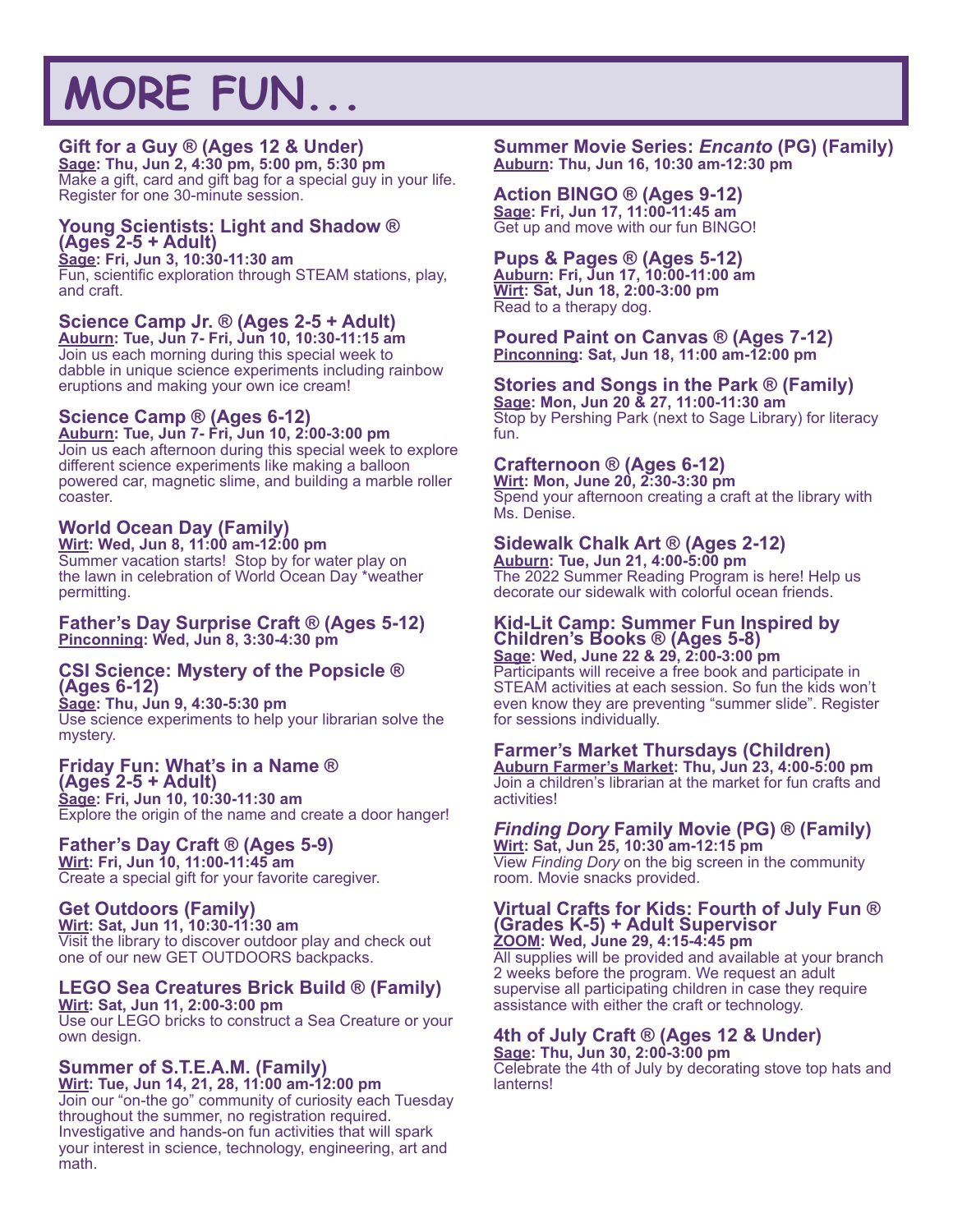# MORE FUN...

### Gift for a Guy ® (Ages 12 & Under)
**Sage: Thu, Jun 2, 4:30 pm, 5:00 pm, 5:30 pm**
Make a gift, card and gift bag for a special guy in your life. Register for one 30-minute session.

### Young Scientists: Light and Shadow ® (Ages 2-5 + Adult)
**Sage: Fri, Jun 3, 10:30-11:30 am**
Fun, scientific exploration through STEAM stations, play, and craft.

### Science Camp Jr. ® (Ages 2-5 + Adult)
**Auburn: Tue, Jun 7- Fri, Jun 10, 10:30-11:15 am**
Join us each morning during this special week to dabble in unique science experiments including rainbow eruptions and making your own ice cream!

### Science Camp ® (Ages 6-12)
**Auburn: Tue, Jun 7- Fri, Jun 10, 2:00-3:00 pm**
Join us each afternoon during this special week to explore different science experiments like making a balloon powered car, magnetic slime, and building a marble roller coaster.

### World Ocean Day (Family)
**Wirt: Wed, Jun 8, 11:00 am-12:00 pm**
Summer vacation starts! Stop by for water play on the lawn in celebration of World Ocean Day *weather permitting.

### Father's Day Surprise Craft ® (Ages 5-12)
**Pinconning: Wed, Jun 8, 3:30-4:30 pm**

### CSI Science: Mystery of the Popsicle ® (Ages 6-12)
**Sage: Thu, Jun 9, 4:30-5:30 pm**
Use science experiments to help your librarian solve the mystery.

### Friday Fun: What's in a Name ® (Ages 2-5 + Adult)
**Sage: Fri, Jun 10, 10:30-11:30 am**
Explore the origin of the name and create a door hanger!

### Father's Day Craft ® (Ages 5-9)
**Wirt: Fri, Jun 10, 11:00-11:45 am**
Create a special gift for your favorite caregiver.

### Get Outdoors (Family)
**Wirt: Sat, Jun 11, 10:30-11:30 am**
Visit the library to discover outdoor play and check out one of our new GET OUTDOORS backpacks.

### LEGO Sea Creatures Brick Build ® (Family)
**Wirt: Sat, Jun 11, 2:00-3:00 pm**
Use our LEGO bricks to construct a Sea Creature or your own design.

### Summer of S.T.E.A.M. (Family)
**Wirt: Tue, Jun 14, 21, 28, 11:00 am-12:00 pm**
Join our "on-the go" community of curiosity each Tuesday throughout the summer, no registration required. Investigative and hands-on fun activities that will spark your interest in science, technology, engineering, art and math.

### Summer Movie Series: *Encanto* (PG) (Family)
**Auburn: Thu, Jun 16, 10:30 am-12:30 pm**

### Action BINGO ® (Ages 9-12)
**Sage: Fri, Jun 17, 11:00-11:45 am**
Get up and move with our fun BINGO!

### Pups & Pages ® (Ages 5-12)
**Auburn: Fri, Jun 17, 10:00-11:00 am**
**Wirt: Sat, Jun 18, 2:00-3:00 pm**
Read to a therapy dog.

### Poured Paint on Canvas ® (Ages 7-12)
**Pinconning: Sat, Jun 18, 11:00 am-12:00 pm**

### Stories and Songs in the Park ® (Family)
**Sage: Mon, Jun 20 & 27, 11:00-11:30 am**
Stop by Pershing Park (next to Sage Library) for literacy fun.

### Crafternoon ® (Ages 6-12)
**Wirt: Mon, June 20, 2:30-3:30 pm**
Spend your afternoon creating a craft at the library with Ms. Denise.

### Sidewalk Chalk Art ® (Ages 2-12)
**Auburn: Tue, Jun 21, 4:00-5:00 pm**
The 2022 Summer Reading Program is here! Help us decorate our sidewalk with colorful ocean friends.

### Kid-Lit Camp: Summer Fun Inspired by Children's Books ® (Ages 5-8)
**Sage: Wed, June 22 & 29, 2:00-3:00 pm**
Participants will receive a free book and participate in STEAM activities at each session. So fun the kids won't even know they are preventing "summer slide". Register for sessions individually.

### Farmer's Market Thursdays (Children)
**Auburn Farmer's Market: Thu, Jun 23, 4:00-5:00 pm**
Join a children's librarian at the market for fun crafts and activities!

### *Finding Dory* Family Movie (PG) ® (Family)
**Wirt: Sat, Jun 25, 10:30 am-12:15 pm**
View *Finding Dory* on the big screen in the community room. Movie snacks provided.

### Virtual Crafts for Kids: Fourth of July Fun ® (Grades K-5) + Adult Supervisor
**ZOOM: Wed, June 29, 4:15-4:45 pm**
All supplies will be provided and available at your branch 2 weeks before the program. We request an adult supervise all participating children in case they require assistance with either the craft or technology.

### 4th of July Craft ® (Ages 12 & Under)
**Sage: Thu, Jun 30, 2:00-3:00 pm**
Celebrate the 4th of July by decorating stove top hats and lanterns!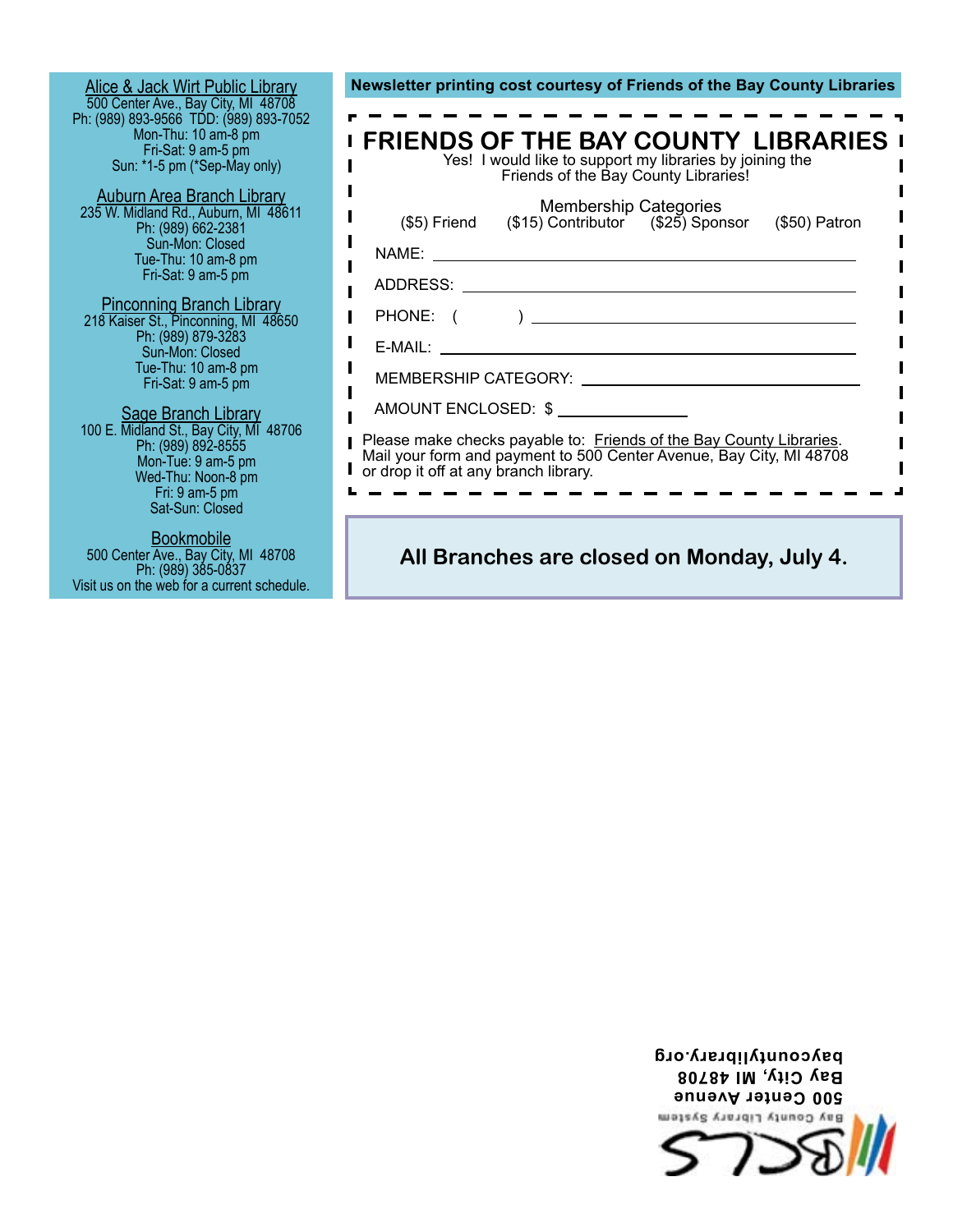**Alice & Jack Wirt Public Library**
500 Center Ave., Bay City, MI 48708
Ph: (989) 893-9566 TDD: (989) 893-7052
Mon-Thu: 10 am-8 pm
Fri-Sat: 9 am-5 pm
Sun: *1-5 pm (*Sep-May only)

**Auburn Area Branch Library**
235 W. Midland Rd., Auburn, MI 48611
Ph: (989) 662-2381
Sun-Mon: Closed
Tue-Thu: 10 am-8 pm
Fri-Sat: 9 am-5 pm

**Pinconning Branch Library**
218 Kaiser St., Pinconning, MI 48650
Ph: (989) 879-3283
Sun-Mon: Closed
Tue-Thu: 10 am-8 pm
Fri-Sat: 9 am-5 pm

**Sage Branch Library**
100 E. Midland St., Bay City, MI 48706
Ph: (989) 892-8555
Mon-Tue: 9 am-5 pm
Wed-Thu: Noon-8 pm
Fri: 9 am-5 pm
Sat-Sun: Closed

**Bookmobile**
500 Center Ave., Bay City, MI 48708
Ph: (989) 385-0837
Visit us on the web for a current schedule.

**Newsletter printing cost courtesy of Friends of the Bay County Libraries**

# FRIENDS OF THE BAY COUNTY LIBRARIES

Yes! I would like to support my libraries by joining the Friends of the Bay County Libraries!

Membership Categories

($5) Friend ($15) Contributor ($25) Sponsor ($50) Patron

NAME: ____________________

ADDRESS: ____________________

PHONE: ( ) ____________________

E-MAIL: ____________________

MEMBERSHIP CATEGORY: ____________________

AMOUNT ENCLOSED: $ __________

Please make checks payable to: Friends of the Bay County Libraries.
Mail your form and payment to 500 Center Avenue, Bay City, MI 48708 or drop it off at any branch library.

**All Branches are closed on Monday, July 4.**

BCLS
Bay County Library System
500 Center Avenue
Bay City, MI 48708
baycountylibrary.org